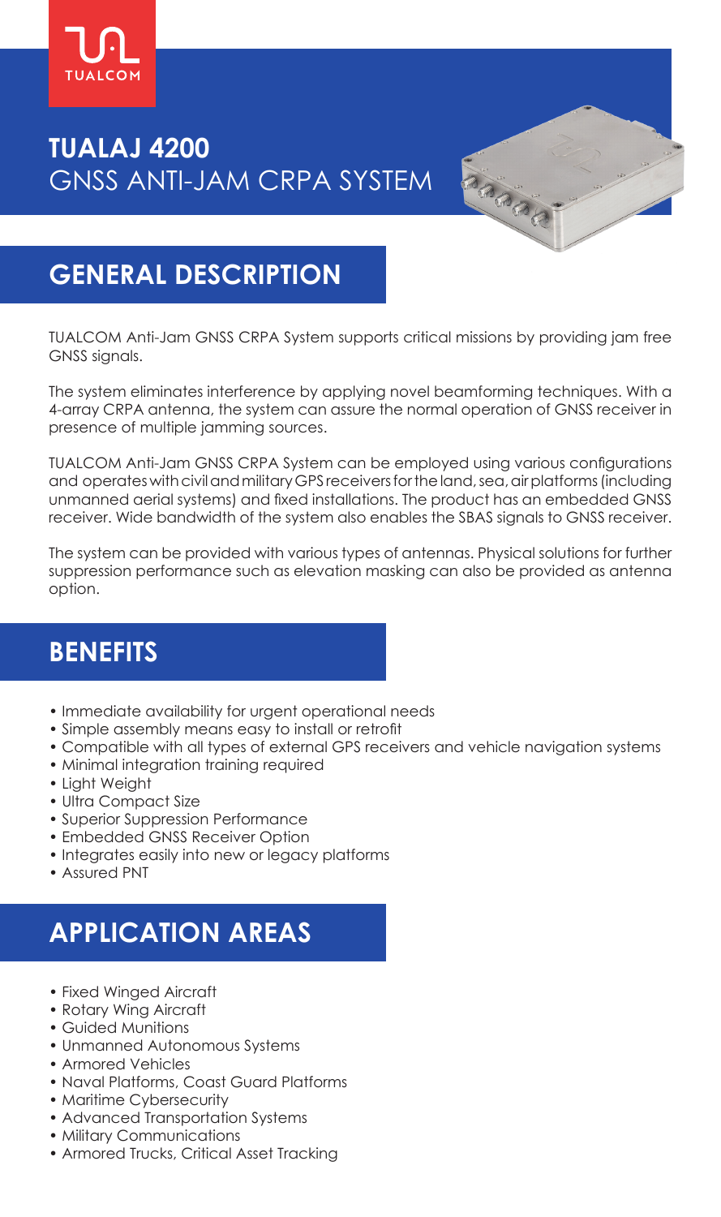TUALCOM

# TUALAJ 4200
GNSS ANTI-JAM CRPA SYSTEM

## GENERAL DESCRIPTION

TUALCOM Anti-Jam GNSS CRPA System supports critical missions by providing jam free GNSS signals.

The system eliminates interference by applying novel beamforming techniques. With a 4-array CRPA antenna, the system can assure the normal operation of GNSS receiver in presence of multiple jamming sources.

TUALCOM Anti-Jam GNSS CRPA System can be employed using various configurations and operates with civil and military GPS receivers for the land, sea, air platforms (including unmanned aerial systems) and fixed installations. The product has an embedded GNSS receiver. Wide bandwidth of the system also enables the SBAS signals to GNSS receiver.

The system can be provided with various types of antennas. Physical solutions for further suppression performance such as elevation masking can also be provided as antenna option.

## BENEFITS

- Immediate availability for urgent operational needs
- Simple assembly means easy to install or retrofit
- Compatible with all types of external GPS receivers and vehicle navigation systems
- Minimal integration training required
- Light Weight
- Ultra Compact Size
- Superior Suppression Performance
- Embedded GNSS Receiver Option
- Integrates easily into new or legacy platforms
- Assured PNT

## APPLICATION AREAS

- Fixed Winged Aircraft
- Rotary Wing Aircraft
- Guided Munitions
- Unmanned Autonomous Systems
- Armored Vehicles
- Naval Platforms, Coast Guard Platforms
- Maritime Cybersecurity
- Advanced Transportation Systems
- Military Communications
- Armored Trucks, Critical Asset Tracking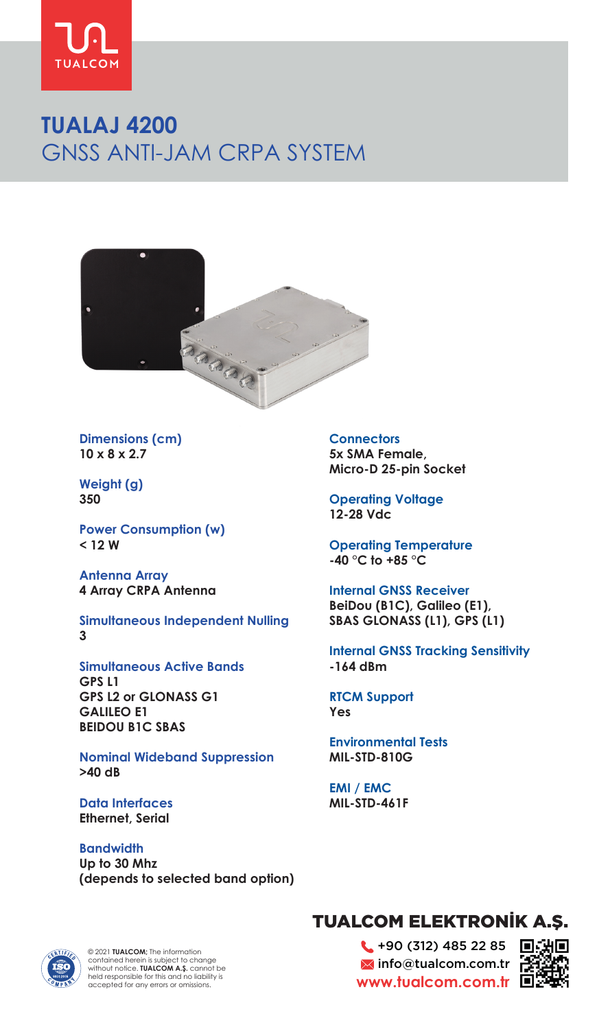TUALCOM

# TUALAJ 4200

## GNSS ANTI-JAM CRPA SYSTEM

**Dimensions (cm)**
10 x 8 x 2.7

**Weight (g)**
350

**Power Consumption (w)**
< 12 W

**Antenna Array**
4 Array CRPA Antenna

**Simultaneous Independent Nulling**
3

**Simultaneous Active Bands**
GPS L1
GPS L2 or GLONASS G1
GALILEO E1
BEIDOU B1C SBAS

**Nominal Wideband Suppression**
>40 dB

**Data Interfaces**
Ethernet, Serial

**Bandwidth**
Up to 30 Mhz
(depends to selected band option)

**Connectors**
5x SMA Female,
Micro-D 25-pin Socket

**Operating Voltage**
12-28 Vdc

**Operating Temperature**
-40 °C to +85 °C

**Internal GNSS Receiver**
BeiDou (B1C), Galileo (E1),
SBAS GLONASS (L1), GPS (L1)

**Internal GNSS Tracking Sensitivity**
-164 dBm

**RTCM Support**
Yes

**Environmental Tests**
MIL-STD-810G

**EMI / EMC**
MIL-STD-461F

© 2021 **TUALCOM;** The information contained herein is subject to change without notice. **TUALCOM A.Ş.** cannot be held responsible for this and no liability is accepted for any errors or omissions.

**TUALCOM ELEKTRONİK A.Ş.**

+90 (312) 485 22 85
info@tualcom.com.tr
www.tualcom.com.tr